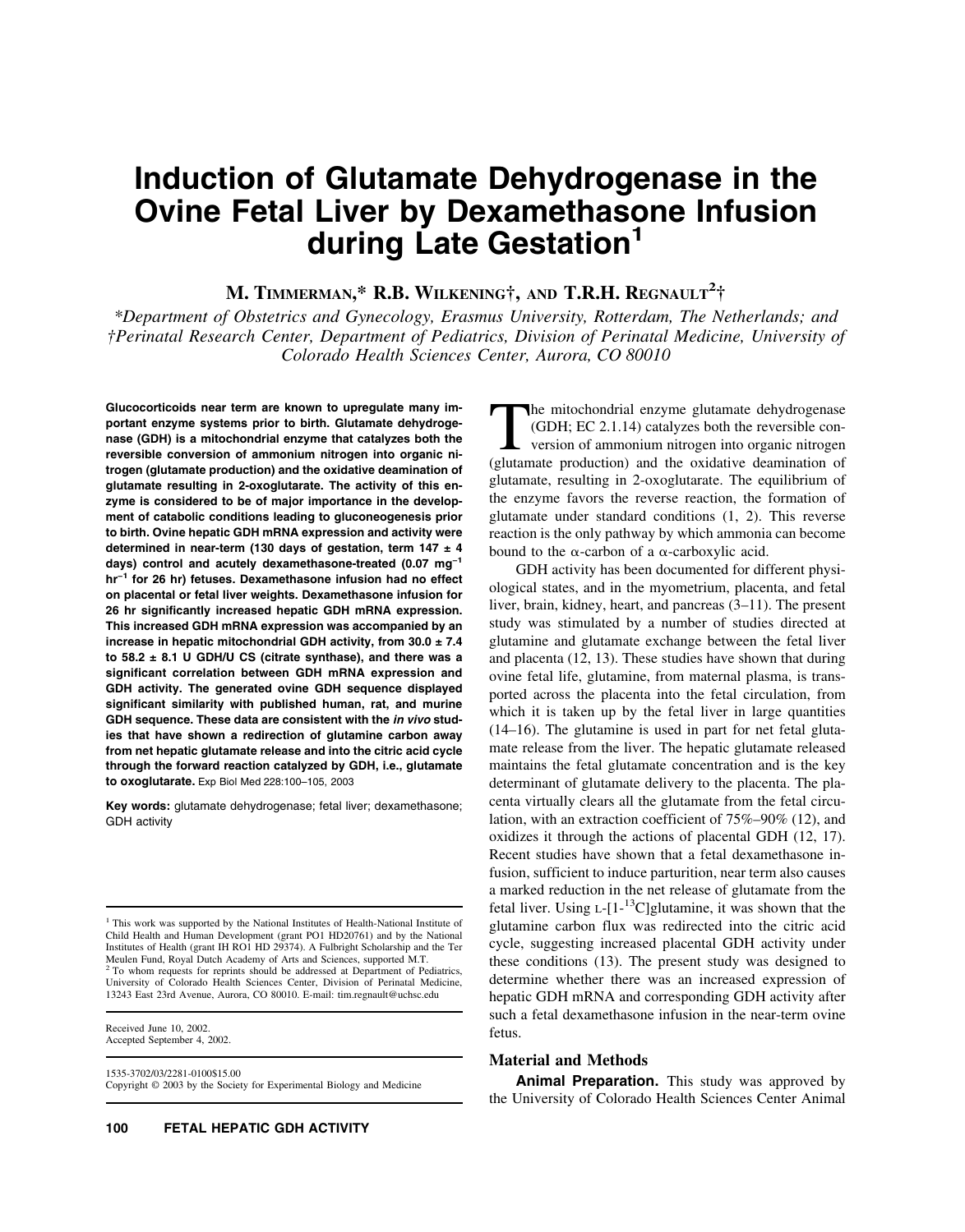# Induction of Glutamate Dehydrogenase in the Ovine Fetal Liver by Dexamethasone Infusion during Late Gestation[1]

**M. Timmerman,* R.B. Wilkening†, and T.R.H. Regnault[2]†**

*\*Department of Obstetrics and Gynecology, Erasmus University, Rotterdam, The Netherlands; and †Perinatal Research Center, Department of Pediatrics, Division of Perinatal Medicine, University of Colorado Health Sciences Center, Aurora, CO 80010*

**Glucocorticoids near term are known to upregulate many important enzyme systems prior to birth. Glutamate dehydrogenase (GDH) is a mitochondrial enzyme that catalyzes both the reversible conversion of ammonium nitrogen into organic nitrogen (glutamate production) and the oxidative deamination of glutamate resulting in 2-oxoglutarate. The activity of this enzyme is considered to be of major importance in the development of catabolic conditions leading to gluconeogenesis prior to birth. Ovine hepatic GDH mRNA expression and activity were determined in near-term (130 days of gestation, term 147 ± 4 days) control and acutely dexamethasone-treated (0.07 mg$^{-1}$ hr$^{-1}$ for 26 hr) fetuses. Dexamethasone infusion had no effect on placental or fetal liver weights. Dexamethasone infusion for 26 hr significantly increased hepatic GDH mRNA expression. This increased GDH mRNA expression was accompanied by an increase in hepatic mitochondrial GDH activity, from 30.0 ± 7.4 to 58.2 ± 8.1 U GDH/U CS (citrate synthase), and there was a significant correlation between GDH mRNA expression and GDH activity. The generated ovine GDH sequence displayed significant similarity with published human, rat, and murine GDH sequence. These data are consistent with the *in vivo* studies that have shown a redirection of glutamine carbon away from net hepatic glutamate release and into the citric acid cycle through the forward reaction catalyzed by GDH, i.e., glutamate to oxoglutarate.** Exp Biol Med 228:100–105, 2003

**Key words:** glutamate dehydrogenase; fetal liver; dexamethasone; GDH activity

[1] This work was supported by the National Institutes of Health-National Institute of Child Health and Human Development (grant PO1 HD20761) and by the National Institutes of Health (grant IH RO1 HD 29374). A Fulbright Scholarship and the Ter Meulen Fund, Royal Dutch Academy of Arts and Sciences, supported M.T.

[2] To whom requests for reprints should be addressed at Department of Pediatrics, University of Colorado Health Sciences Center, Division of Perinatal Medicine, 13243 East 23rd Avenue, Aurora, CO 80010. E-mail: tim.regnault@uchsc.edu

Received June 10, 2002.
Accepted September 4, 2002.

1535-3702/03/2281-0100$15.00
Copyright © 2003 by the Society for Experimental Biology and Medicine

The mitochondrial enzyme glutamate dehydrogenase (GDH; EC 2.1.14) catalyzes both the reversible conversion of ammonium nitrogen into organic nitrogen (glutamate production) and the oxidative deamination of glutamate, resulting in 2-oxoglutarate. The equilibrium of the enzyme favors the reverse reaction, the formation of glutamate under standard conditions (1, 2). This reverse reaction is the only pathway by which ammonia can become bound to the α-carbon of a α-carboxylic acid.

GDH activity has been documented for different physiological states, and in the myometrium, placenta, and fetal liver, brain, kidney, heart, and pancreas (3–11). The present study was stimulated by a number of studies directed at glutamine and glutamate exchange between the fetal liver and placenta (12, 13). These studies have shown that during ovine fetal life, glutamine, from maternal plasma, is transported across the placenta into the fetal circulation, from which it is taken up by the fetal liver in large quantities (14–16). The glutamine is used in part for net fetal glutamate release from the liver. The hepatic glutamate released maintains the fetal glutamate concentration and is the key determinant of glutamate delivery to the placenta. The placenta virtually clears all the glutamate from the fetal circulation, with an extraction coefficient of 75%–90% (12), and oxidizes it through the actions of placental GDH (12, 17). Recent studies have shown that a fetal dexamethasone infusion, sufficient to induce parturition, near term also causes a marked reduction in the net release of glutamate from the fetal liver. Using L-[1-$^{13}$C]glutamine, it was shown that the glutamine carbon flux was redirected into the citric acid cycle, suggesting increased placental GDH activity under these conditions (13). The present study was designed to determine whether there was an increased expression of hepatic GDH mRNA and corresponding GDH activity after such a fetal dexamethasone infusion in the near-term ovine fetus.

## Material and Methods

**Animal Preparation.** This study was approved by the University of Colorado Health Sciences Center Animal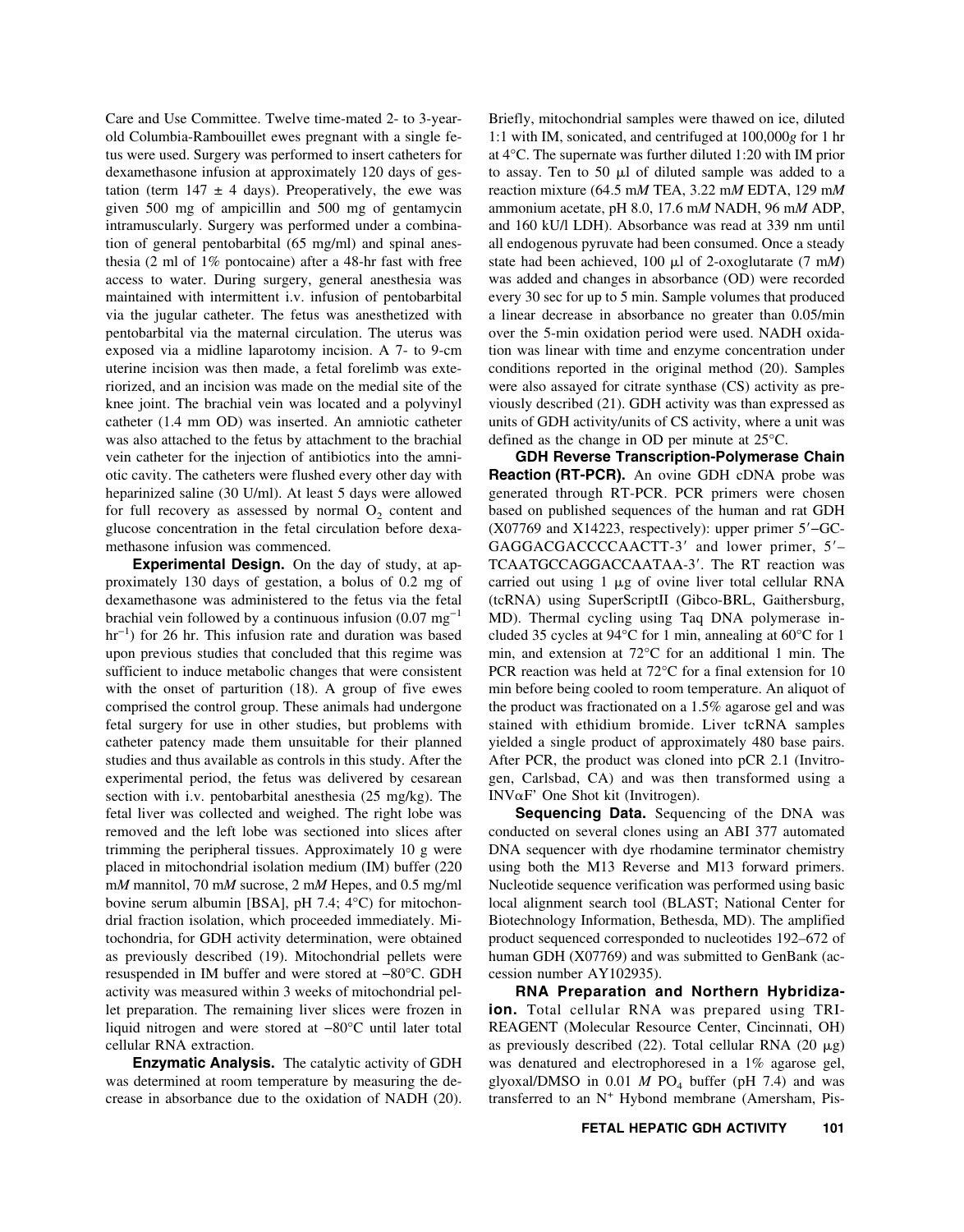Care and Use Committee. Twelve time-mated 2- to 3-year-old Columbia-Rambouillet ewes pregnant with a single fetus were used. Surgery was performed to insert catheters for dexamethasone infusion at approximately 120 days of gestation (term 147 ± 4 days). Preoperatively, the ewe was given 500 mg of ampicillin and 500 mg of gentamycin intramuscularly. Surgery was performed under a combination of general pentobarbital (65 mg/ml) and spinal anesthesia (2 ml of 1% pontocaine) after a 48-hr fast with free access to water. During surgery, general anesthesia was maintained with intermittent i.v. infusion of pentobarbital via the jugular catheter. The fetus was anesthetized with pentobarbital via the maternal circulation. The uterus was exposed via a midline laparotomy incision. A 7- to 9-cm uterine incision was then made, a fetal forelimb was exteriorized, and an incision was made on the medial site of the knee joint. The brachial vein was located and a polyvinyl catheter (1.4 mm OD) was inserted. An amniotic catheter was also attached to the fetus by attachment to the brachial vein catheter for the injection of antibiotics into the amniotic cavity. The catheters were flushed every other day with heparinized saline (30 U/ml). At least 5 days were allowed for full recovery as assessed by normal $O_2$ content and glucose concentration in the fetal circulation before dexamethasone infusion was commenced.

**Experimental Design.** On the day of study, at approximately 130 days of gestation, a bolus of 0.2 mg of dexamethasone was administered to the fetus via the fetal brachial vein followed by a continuous infusion (0.07 $mg^{-1}$ $hr^{-1}$) for 26 hr. This infusion rate and duration was based upon previous studies that concluded that this regime was sufficient to induce metabolic changes that were consistent with the onset of parturition (18). A group of five ewes comprised the control group. These animals had undergone fetal surgery for use in other studies, but problems with catheter patency made them unsuitable for their planned studies and thus available as controls in this study. After the experimental period, the fetus was delivered by cesarean section with i.v. pentobarbital anesthesia (25 mg/kg). The fetal liver was collected and weighed. The right lobe was removed and the left lobe was sectioned into slices after trimming the peripheral tissues. Approximately 10 g were placed in mitochondrial isolation medium (IM) buffer (220 m*M* mannitol, 70 m*M* sucrose, 2 m*M* Hepes, and 0.5 mg/ml bovine serum albumin [BSA], pH 7.4; 4°C) for mitochondrial fraction isolation, which proceeded immediately. Mitochondria, for GDH activity determination, were obtained as previously described (19). Mitochondrial pellets were resuspended in IM buffer and were stored at −80°C. GDH activity was measured within 3 weeks of mitochondrial pellet preparation. The remaining liver slices were frozen in liquid nitrogen and were stored at −80°C until later total cellular RNA extraction.

**Enzymatic Analysis.** The catalytic activity of GDH was determined at room temperature by measuring the decrease in absorbance due to the oxidation of NADH (20). Briefly, mitochondrial samples were thawed on ice, diluted 1:1 with IM, sonicated, and centrifuged at 100,000*g* for 1 hr at 4°C. The supernate was further diluted 1:20 with IM prior to assay. Ten to 50 μl of diluted sample was added to a reaction mixture (64.5 m*M* TEA, 3.22 m*M* EDTA, 129 m*M* ammonium acetate, pH 8.0, 17.6 m*M* NADH, 96 m*M* ADP, and 160 kU/l LDH). Absorbance was read at 339 nm until all endogenous pyruvate had been consumed. Once a steady state had been achieved, 100 μl of 2-oxoglutarate (7 m*M*) was added and changes in absorbance (OD) were recorded every 30 sec for up to 5 min. Sample volumes that produced a linear decrease in absorbance no greater than 0.05/min over the 5-min oxidation period were used. NADH oxidation was linear with time and enzyme concentration under conditions reported in the original method (20). Samples were also assayed for citrate synthase (CS) activity as previously described (21). GDH activity was than expressed as units of GDH activity/units of CS activity, where a unit was defined as the change in OD per minute at 25°C.

**GDH Reverse Transcription-Polymerase Chain Reaction (RT-PCR).** An ovine GDH cDNA probe was generated through RT-PCR. PCR primers were chosen based on published sequences of the human and rat GDH (X07769 and X14223, respectively): upper primer 5′–GC-GAGGACGACCCCAACTT-3′ and lower primer, 5′–TCAATGCCAGGACCAATAA-3′. The RT reaction was carried out using 1 μg of ovine liver total cellular RNA (tcRNA) using SuperScriptII (Gibco-BRL, Gaithersburg, MD). Thermal cycling using Taq DNA polymerase included 35 cycles at 94°C for 1 min, annealing at 60°C for 1 min, and extension at 72°C for an additional 1 min. The PCR reaction was held at 72°C for a final extension for 10 min before being cooled to room temperature. An aliquot of the product was fractionated on a 1.5% agarose gel and was stained with ethidium bromide. Liver tcRNA samples yielded a single product of approximately 480 base pairs. After PCR, the product was cloned into pCR 2.1 (Invitrogen, Carlsbad, CA) and was then transformed using a INVαF' One Shot kit (Invitrogen).

**Sequencing Data.** Sequencing of the DNA was conducted on several clones using an ABI 377 automated DNA sequencer with dye rhodamine terminator chemistry using both the M13 Reverse and M13 forward primers. Nucleotide sequence verification was performed using basic local alignment search tool (BLAST; National Center for Biotechnology Information, Bethesda, MD). The amplified product sequenced corresponded to nucleotides 192–672 of human GDH (X07769) and was submitted to GenBank (accession number AY102935).

**RNA Preparation and Northern Hybridization.** Total cellular RNA was prepared using TRI-REAGENT (Molecular Resource Center, Cincinnati, OH) as previously described (22). Total cellular RNA (20 μg) was denatured and electrophoresed in a 1% agarose gel, glyoxal/DMSO in 0.01 *M* $PO_4$ buffer (pH 7.4) and was transferred to an $N^+$ Hybond membrane (Amersham, Pis-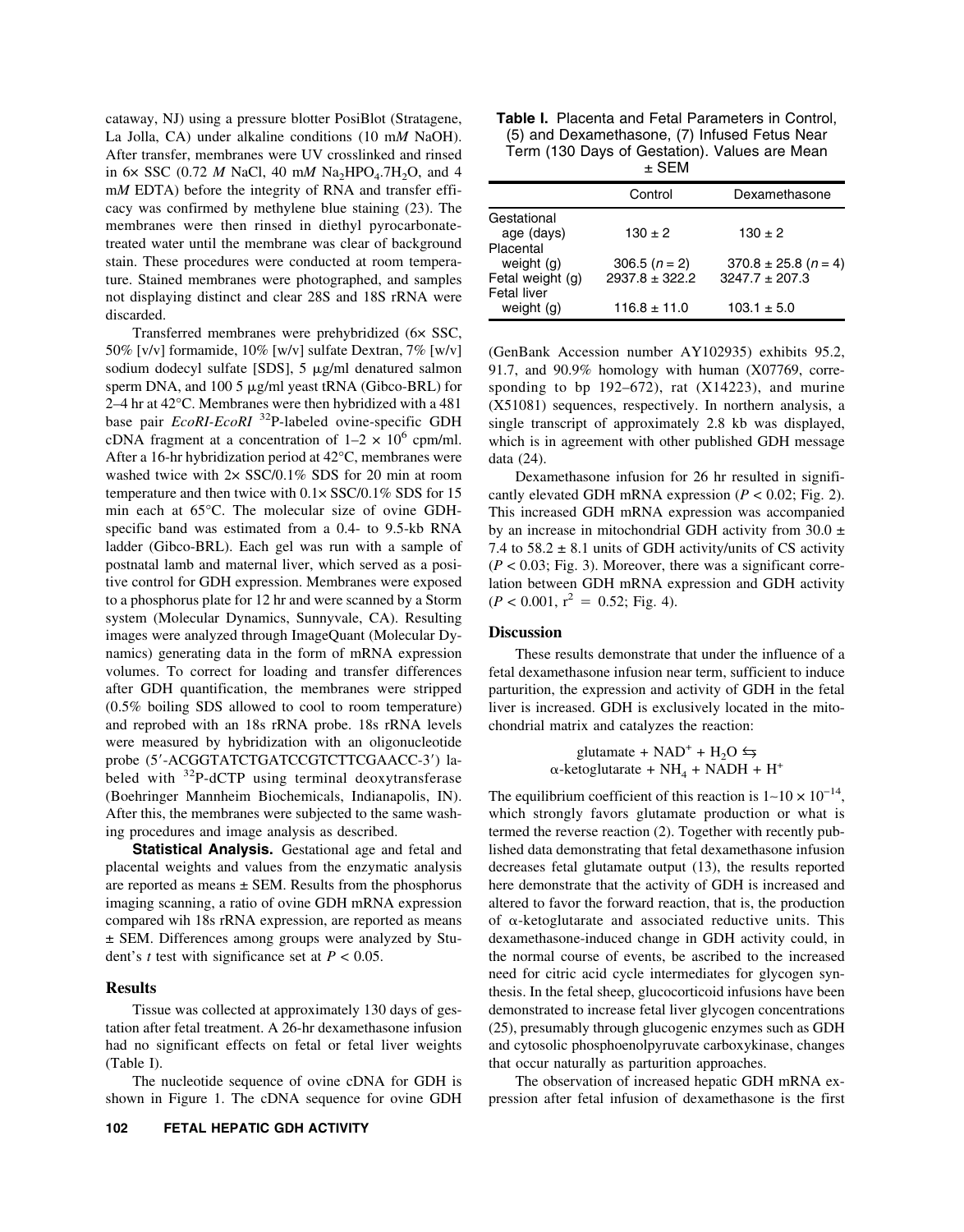cataway, NJ) using a pressure blotter PosiBlot (Stratagene, La Jolla, CA) under alkaline conditions (10 m*M* NaOH). After transfer, membranes were UV crosslinked and rinsed in 6× SSC (0.72 *M* NaCl, 40 m*M* $Na_2HPO_4.7H_2O$, and 4 m*M* EDTA) before the integrity of RNA and transfer efficacy was confirmed by methylene blue staining (23). The membranes were then rinsed in diethyl pyrocarbonate-treated water until the membrane was clear of background stain. These procedures were conducted at room temperature. Stained membranes were photographed, and samples not displaying distinct and clear 28S and 18S rRNA were discarded.

Transferred membranes were prehybridized (6× SSC, 50% [v/v] formamide, 10% [w/v] sulfate Dextran, 7% [w/v] sodium dodecyl sulfate [SDS], 5 μg/ml denatured salmon sperm DNA, and 100 5 μg/ml yeast tRNA (Gibco-BRL) for 2–4 hr at 42°C. Membranes were then hybridized with a 481 base pair *EcoRI-EcoRI* $^{32}$P-labeled ovine-specific GDH cDNA fragment at a concentration of $1–2 \times 10^6$ cpm/ml. After a 16-hr hybridization period at 42°C, membranes were washed twice with 2× SSC/0.1% SDS for 20 min at room temperature and then twice with 0.1× SSC/0.1% SDS for 15 min each at 65°C. The molecular size of ovine GDH-specific band was estimated from a 0.4- to 9.5-kb RNA ladder (Gibco-BRL). Each gel was run with a sample of postnatal lamb and maternal liver, which served as a positive control for GDH expression. Membranes were exposed to a phosphorus plate for 12 hr and were scanned by a Storm system (Molecular Dynamics, Sunnyvale, CA). Resulting images were analyzed through ImageQuant (Molecular Dynamics) generating data in the form of mRNA expression volumes. To correct for loading and transfer differences after GDH quantification, the membranes were stripped (0.5% boiling SDS allowed to cool to room temperature) and reprobed with an 18s rRNA probe. 18s rRNA levels were measured by hybridization with an oligonucleotide probe (5′-ACGGTATCTGATCCGTCTTCGAACC-3′) labeled with $^{32}$P-dCTP using terminal deoxytransferase (Boehringer Mannheim Biochemicals, Indianapolis, IN). After this, the membranes were subjected to the same washing procedures and image analysis as described.

**Statistical Analysis.** Gestational age and fetal and placental weights and values from the enzymatic analysis are reported as means ± SEM. Results from the phosphorus imaging scanning, a ratio of ovine GDH mRNA expression compared wih 18s rRNA expression, are reported as means ± SEM. Differences among groups were analyzed by Student's *t* test with significance set at $P < 0.05$.

## Results

Tissue was collected at approximately 130 days of gestation after fetal treatment. A 26-hr dexamethasone infusion had no significant effects on fetal or fetal liver weights (Table I).

The nucleotide sequence of ovine cDNA for GDH is shown in Figure 1. The cDNA sequence for ovine GDH (GenBank Accession number AY102935) exhibits 95.2, 91.7, and 90.9% homology with human (X07769, corresponding to bp 192–672), rat (X14223), and murine (X51081) sequences, respectively. In northern analysis, a single transcript of approximately 2.8 kb was displayed, which is in agreement with other published GDH message data (24).

**Table I.** Placenta and Fetal Parameters in Control, (5) and Dexamethasone, (7) Infused Fetus Near Term (130 Days of Gestation). Values are Mean ± SEM

| | Control | Dexamethasone |
|---|---|---|
| Gestational age (days) | 130 ± 2 | 130 ± 2 |
| Placental weight (g) | 306.5 (*n* = 2) | 370.8 ± 25.8 (*n* = 4) |
| Fetal weight (g) | 2937.8 ± 322.2 | 3247.7 ± 207.3 |
| Fetal liver weight (g) | 116.8 ± 11.0 | 103.1 ± 5.0 |

Dexamethasone infusion for 26 hr resulted in significantly elevated GDH mRNA expression ($P < 0.02$; Fig. 2). This increased GDH mRNA expression was accompanied by an increase in mitochondrial GDH activity from 30.0 ± 7.4 to 58.2 ± 8.1 units of GDH activity/units of CS activity ($P < 0.03$; Fig. 3). Moreover, there was a significant correlation between GDH mRNA expression and GDH activity ($P < 0.001$, $r^2 = 0.52$; Fig. 4).

## Discussion

These results demonstrate that under the influence of a fetal dexamethasone infusion near term, sufficient to induce parturition, the expression and activity of GDH in the fetal liver is increased. GDH is exclusively located in the mitochondrial matrix and catalyzes the reaction:

$$\text{glutamate} + NAD^+ + H_2O \leftrightarrows \alpha\text{-ketoglutarate} + NH_4 + NADH + H^+$$

The equilibrium coefficient of this reaction is $1{\sim}10 \times 10^{-14}$, which strongly favors glutamate production or what is termed the reverse reaction (2). Together with recently published data demonstrating that fetal dexamethasone infusion decreases fetal glutamate output (13), the results reported here demonstrate that the activity of GDH is increased and altered to favor the forward reaction, that is, the production of α-ketoglutarate and associated reductive units. This dexamethasone-induced change in GDH activity could, in the normal course of events, be ascribed to the increased need for citric acid cycle intermediates for glycogen synthesis. In the fetal sheep, glucocorticoid infusions have been demonstrated to increase fetal liver glycogen concentrations (25), presumably through glucogenic enzymes such as GDH and cytosolic phosphoenolpyruvate carboxykinase, changes that occur naturally as parturition approaches.

The observation of increased hepatic GDH mRNA expression after fetal infusion of dexamethasone is the first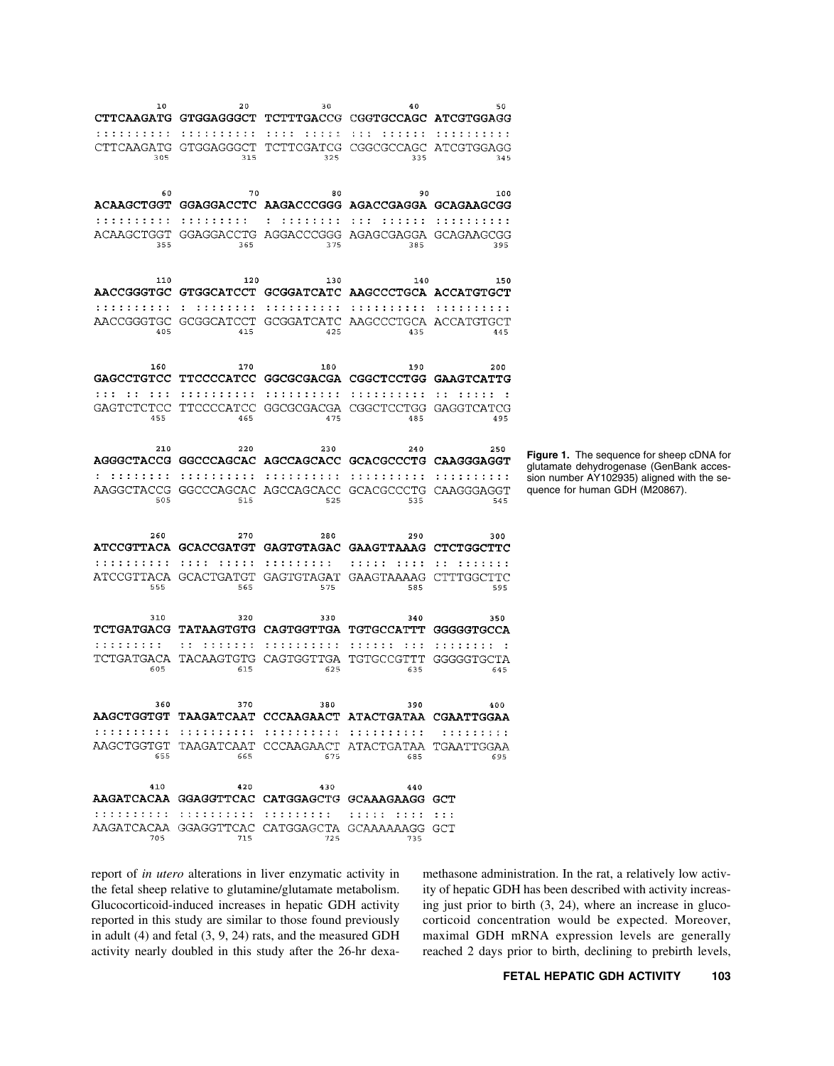```
        10         20         30         40         50
CTTCAAGATG GTGGAGGGCT TCTTTGACCG CGGTGCCAGC ATCGTGGAGG
:::::::::: :::::::::: :::: :: :: ::: :::::: ::::::::::
CTTCAAGATG GTGGAGGGCT TCTTCGATCG CGGCGCCAGC ATCGTGGAGG
       305        315        325        335        345

        60         70         80         90        100
ACAAGCTGGT GGAGGACCTC AAGACCCGGG AGACCGAGGA GCAGAAGCGG
:::::::::: :::::::::  : :::::::: ::: :::::: ::::::::::
ACAAGCTGGT GGAGGACCTG AGGACCCGGG AGAGCGAGGA GCAGAAGCGG
       355        365        375        385        395

       110        120        130        140        150
AACCGGGTGC GTGGCATCCT GCGGATCATC AAGCCCTGCA ACCATGTGCT
:::::::::: : :::::::: :::::::::: :::::::::: ::::::::::
AACCGGGTGC GCGGCATCCT GCGGATCATC AAGCCCTGCA ACCATGTGCT
       405        415        425        435        445

       160        170        180        190        200
GAGCCTGTCC TTCCCCATCC GGCGCGACGA CGGCTCCTGG GAAGTCATTG
::: :: ::: :::::::::: :::::::::: :::::::::: :: ::::: :
GAGTCTCTCC TTCCCCATCC GGCGCGACGA CGGCTCCTGG GAGGTCATCG
       455        465        475        485        495

       210        220        230        240        250
AGGGCTACCG GGCCCAGCAC AGCCAGCACC GCACGCCCTG CAAGGGAGGT
: :::::::: :::::::::: :::::::::: :::::::::: ::::::::::
AAGGCTACCG GGCCCAGCAC AGCCAGCACC GCACGCCCTG CAAGGGAGGT
       505        515        525        535        545

       260        270        280        290        300
ATCCGTTACA GCACCGATGT GAGTGTAGAC GAAGTTAAAG CTCTGGCTTC
:::::::::: :::: ::::: :::::::::  ::::: :::: :: :::::::
ATCCGTTACA GCACTGATGT GAGTGTAGAT GAAGTAAAAG CTTTGGCTTC
       555        565        575        585        595

       310        320        330        340        350
TCTGATGACG TATAAGTGTG CAGTGGTTGA TGTGCCATTT GGGGGTGCCA
:::::::::  :: ::::::: :::::::::: :::::: ::: :::::::: :
TCTGATGACA TACAAGTGTG CAGTGGTTGA TGTGCCGTTT GGGGGTGCTA
       605        615        625        635        645

       360        370        380        390        400
AAGCTGGTGT TAAGATCAAT CCCAAGAACT ATACTGATAA CGAATTGGAA
:::::::::: :::::::::: :::::::::: ::::::::::  :::::::::
AAGCTGGTGT TAAGATCAAT CCCAAGAACT ATACTGATAA TGAATTGGAA
       655        665        675        685        695

       410        420        430        440
AAGATCACAA GGAGGTTCAC CATGGAGCTG GCAAAGAAGG GCT
:::::::::: :::::::::: :::::::::  ::::: :::: :::
AAGATCACAA GGAGGTTCAC CATGGAGCTA GCAAAAAAGG GCT
       705        715        725        735
```

**Figure 1.** The sequence for sheep cDNA for glutamate dehydrogenase (GenBank accession number AY102935) aligned with the sequence for human GDH (M20867).

report of *in utero* alterations in liver enzymatic activity in the fetal sheep relative to glutamine/glutamate metabolism. Glucocorticoid-induced increases in hepatic GDH activity reported in this study are similar to those found previously in adult (4) and fetal (3, 9, 24) rats, and the measured GDH activity nearly doubled in this study after the 26-hr dexamethasone administration. In the rat, a relatively low activity of hepatic GDH has been described with activity increasing just prior to birth (3, 24), where an increase in glucocorticoid concentration would be expected. Moreover, maximal GDH mRNA expression levels are generally reached 2 days prior to birth, declining to prebirth levels,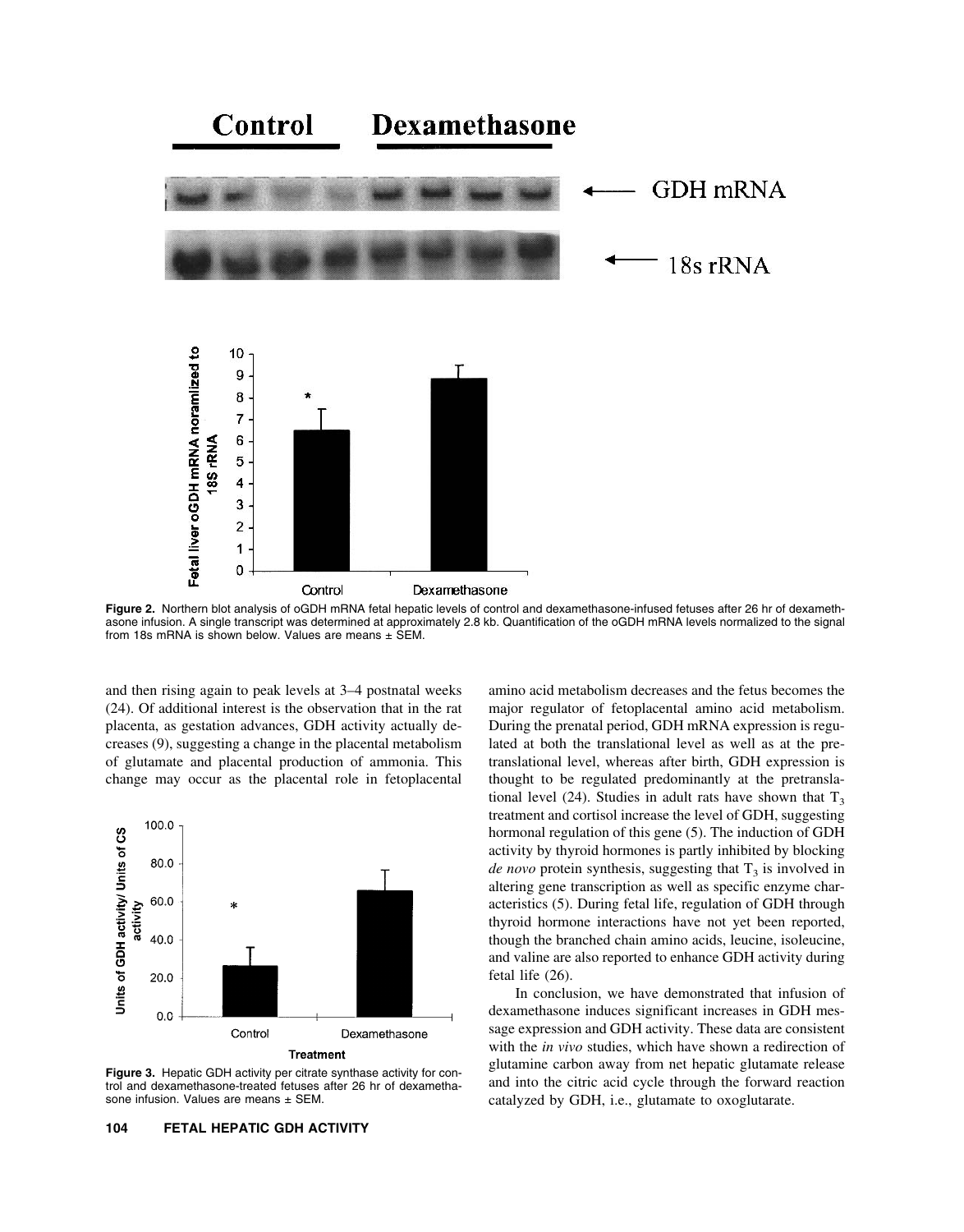**Figure 2.** Northern blot analysis of oGDH mRNA fetal hepatic levels of control and dexamethasone-infused fetuses after 26 hr of dexamethasone infusion. A single transcript was determined at approximately 2.8 kb. Quantification of the oGDH mRNA levels normalized to the signal from 18s mRNA is shown below. Values are means ± SEM.

and then rising again to peak levels at 3–4 postnatal weeks (24). Of additional interest is the observation that in the rat placenta, as gestation advances, GDH activity actually decreases (9), suggesting a change in the placental metabolism of glutamate and placental production of ammonia. This change may occur as the placental role in fetoplacental amino acid metabolism decreases and the fetus becomes the major regulator of fetoplacental amino acid metabolism. During the prenatal period, GDH mRNA expression is regulated at both the translational level as well as at the pretranslational level, whereas after birth, GDH expression is thought to be regulated predominantly at the pretranslational level (24). Studies in adult rats have shown that $T_3$ treatment and cortisol increase the level of GDH, suggesting hormonal regulation of this gene (5). The induction of GDH activity by thyroid hormones is partly inhibited by blocking *de novo* protein synthesis, suggesting that $T_3$ is involved in altering gene transcription as well as specific enzyme characteristics (5). During fetal life, regulation of GDH through thyroid hormone interactions have not yet been reported, though the branched chain amino acids, leucine, isoleucine, and valine are also reported to enhance GDH activity during fetal life (26).

**Figure 3.** Hepatic GDH activity per citrate synthase activity for control and dexamethasone-treated fetuses after 26 hr of dexamethasone infusion. Values are means ± SEM.

In conclusion, we have demonstrated that infusion of dexamethasone induces significant increases in GDH message expression and GDH activity. These data are consistent with the *in vivo* studies, which have shown a redirection of glutamine carbon away from net hepatic glutamate release and into the citric acid cycle through the forward reaction catalyzed by GDH, i.e., glutamate to oxoglutarate.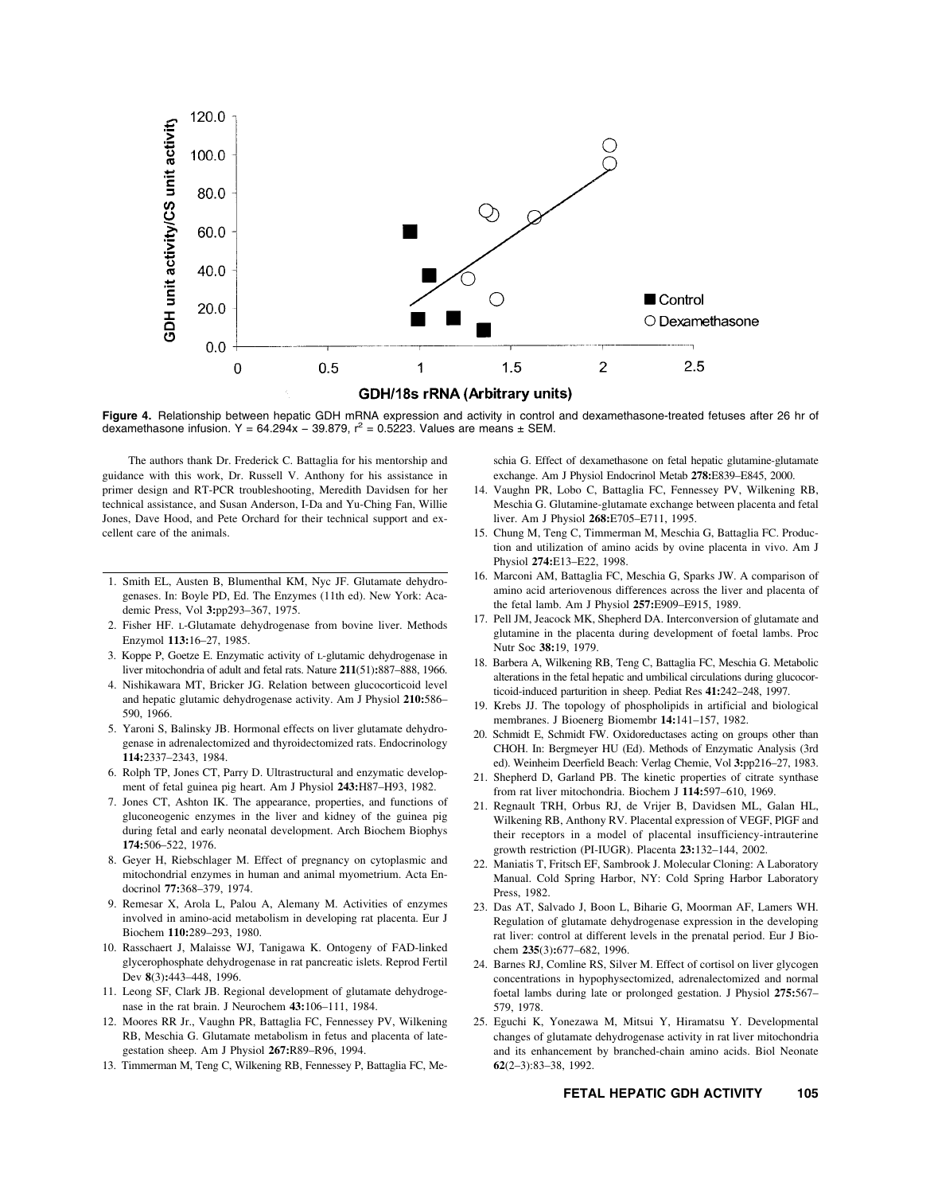120.0
100.0
80.0
60.0
40.0
20.0
0.0
0
0.5
1
1.5
2
2.5

GDH unit activity/CS unit activity

GDH/18s rRNA (Arbitrary units)

Control
Dexamethasone

**Figure 4.** Relationship between hepatic GDH mRNA expression and activity in control and dexamethasone-treated fetuses after 26 hr of dexamethasone infusion. $Y = 64.294x - 39.879$, $r^2 = 0.5223$. Values are means ± SEM.

The authors thank Dr. Frederick C. Battaglia for his mentorship and guidance with this work, Dr. Russell V. Anthony for his assistance in primer design and RT-PCR troubleshooting, Meredith Davidsen for her technical assistance, and Susan Anderson, I-Da and Yu-Ching Fan, Willie Jones, Dave Hood, and Pete Orchard for their technical support and excellent care of the animals.

1. Smith EL, Austen B, Blumenthal KM, Nyc JF. Glutamate dehydrogenases. In: Boyle PD, Ed. The Enzymes (11th ed). New York: Academic Press, Vol **3:**pp293–367, 1975.
2. Fisher HF. L-Glutamate dehydrogenase from bovine liver. Methods Enzymol **113:**16–27, 1985.
3. Koppe P, Goetze E. Enzymatic activity of L-glutamic dehydrogenase in liver mitochondria of adult and fetal rats. Nature **211**(51)**:**887–888, 1966.
4. Nishikawara MT, Bricker JG. Relation between glucocorticoid level and hepatic glutamic dehydrogenase activity. Am J Physiol **210:**586–590, 1966.
5. Yaroni S, Balinsky JB. Hormonal effects on liver glutamate dehydrogenase in adrenalectomized and thyroidectomized rats. Endocrinology **114:**2337–2343, 1984.
6. Rolph TP, Jones CT, Parry D. Ultrastructural and enzymatic development of fetal guinea pig heart. Am J Physiol **243:**H87–H93, 1982.
7. Jones CT, Ashton IK. The appearance, properties, and functions of gluconeogenic enzymes in the liver and kidney of the guinea pig during fetal and early neonatal development. Arch Biochem Biophys **174:**506–522, 1976.
8. Geyer H, Riebschlager M. Effect of pregnancy on cytoplasmic and mitochondrial enzymes in human and animal myometrium. Acta Endocrinol **77:**368–379, 1974.
9. Remesar X, Arola L, Palou A, Alemany M. Activities of enzymes involved in amino-acid metabolism in developing rat placenta. Eur J Biochem **110:**289–293, 1980.
10. Rasschaert J, Malaisse WJ, Tanigawa K. Ontogeny of FAD-linked glycerophosphate dehydrogenase in rat pancreatic islets. Reprod Fertil Dev **8**(3)**:**443–448, 1996.
11. Leong SF, Clark JB. Regional development of glutamate dehydrogenase in the rat brain. J Neurochem **43:**106–111, 1984.
12. Moores RR Jr., Vaughn PR, Battaglia FC, Fennessey PV, Wilkening RB, Meschia G. Glutamate metabolism in fetus and placenta of late-gestation sheep. Am J Physiol **267:**R89–R96, 1994.
13. Timmerman M, Teng C, Wilkening RB, Fennessey P, Battaglia FC, Meschia G. Effect of dexamethasone on fetal hepatic glutamine-glutamate exchange. Am J Physiol Endocrinol Metab **278:**E839–E845, 2000.
14. Vaughn PR, Lobo C, Battaglia FC, Fennessey PV, Wilkening RB, Meschia G. Glutamine-glutamate exchange between placenta and fetal liver. Am J Physiol **268:**E705–E711, 1995.
15. Chung M, Teng C, Timmerman M, Meschia G, Battaglia FC. Production and utilization of amino acids by ovine placenta in vivo. Am J Physiol **274:**E13–E22, 1998.
16. Marconi AM, Battaglia FC, Meschia G, Sparks JW. A comparison of amino acid arteriovenous differences across the liver and placenta of the fetal lamb. Am J Physiol **257:**E909–E915, 1989.
17. Pell JM, Jeacock MK, Shepherd DA. Interconversion of glutamate and glutamine in the placenta during development of foetal lambs. Proc Nutr Soc **38:**19, 1979.
18. Barbera A, Wilkening RB, Teng C, Battaglia FC, Meschia G. Metabolic alterations in the fetal hepatic and umbilical circulations during glucocorticoid-induced parturition in sheep. Pediat Res **41:**242–248, 1997.
19. Krebs JJ. The topology of phospholipids in artificial and biological membranes. J Bioenerg Biomembr **14:**141–157, 1982.
20. Schmidt E, Schmidt FW. Oxidoreductases acting on groups other than CHOH. In: Bergmeyer HU (Ed). Methods of Enzymatic Analysis (3rd ed). Weinheim Deerfield Beach: Verlag Chemie, Vol **3:**pp216–27, 1983.
21. Shepherd D, Garland PB. The kinetic properties of citrate synthase from rat liver mitochondria. Biochem J **114:**597–610, 1969.
21. Regnault TRH, Orbus RJ, de Vrijer B, Davidsen ML, Galan HL, Wilkening RB, Anthony RV. Placental expression of VEGF, PlGF and their receptors in a model of placental insufficiency-intrauterine growth restriction (PI-IUGR). Placenta **23:**132–144, 2002.
22. Maniatis T, Fritsch EF, Sambrook J. Molecular Cloning: A Laboratory Manual. Cold Spring Harbor, NY: Cold Spring Harbor Laboratory Press, 1982.
23. Das AT, Salvado J, Boon L, Biharie G, Moorman AF, Lamers WH. Regulation of glutamate dehydrogenase expression in the developing rat liver: control at different levels in the prenatal period. Eur J Biochem **235**(3)**:**677–682, 1996.
24. Barnes RJ, Comline RS, Silver M. Effect of cortisol on liver glycogen concentrations in hypophysectomized, adrenalectomized and normal foetal lambs during late or prolonged gestation. J Physiol **275:**567–579, 1978.
25. Eguchi K, Yonezawa M, Mitsui Y, Hiramatsu Y. Developmental changes of glutamate dehydrogenase activity in rat liver mitochondria and its enhancement by branched-chain amino acids. Biol Neonate **62**(2–3):83–38, 1992.